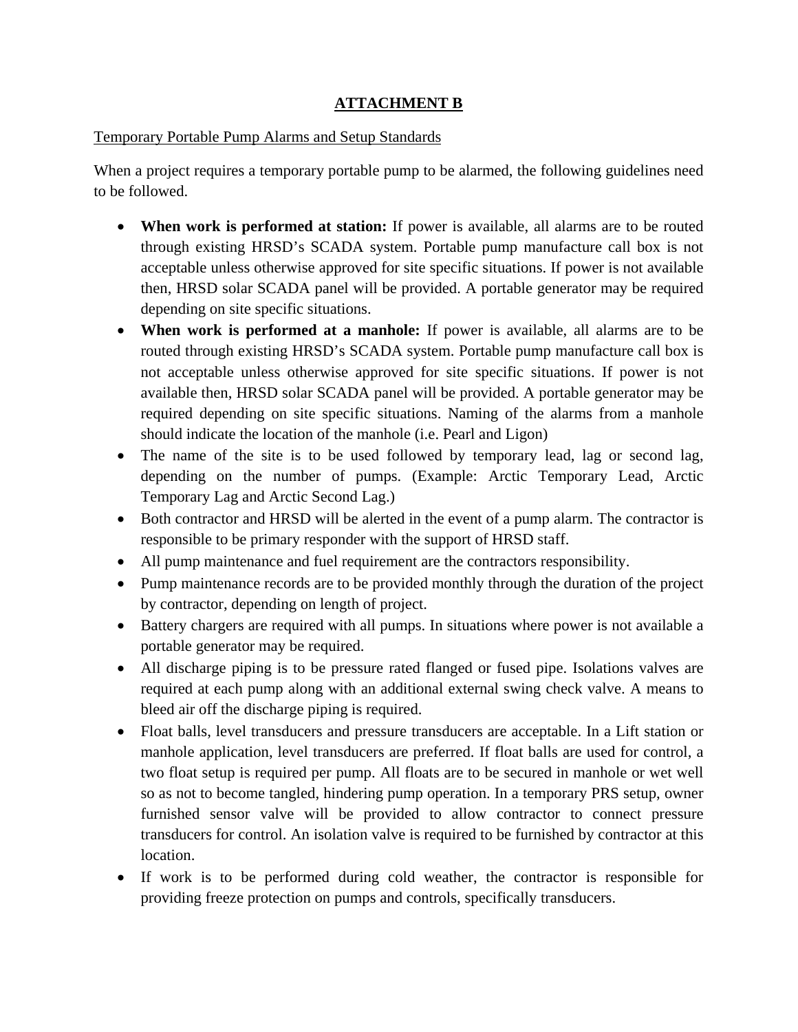# ATTACHMENT B

Temporary Portable Pump Alarms and Setup Standards

When a project requires a temporary portable pump to be alarmed, the following guidelines need to be followed.

- **When work is performed at station:** If power is available, all alarms are to be routed through existing HRSD's SCADA system. Portable pump manufacture call box is not acceptable unless otherwise approved for site specific situations. If power is not available then, HRSD solar SCADA panel will be provided. A portable generator may be required depending on site specific situations.
- **When work is performed at a manhole:** If power is available, all alarms are to be routed through existing HRSD's SCADA system. Portable pump manufacture call box is not acceptable unless otherwise approved for site specific situations. If power is not available then, HRSD solar SCADA panel will be provided. A portable generator may be required depending on site specific situations. Naming of the alarms from a manhole should indicate the location of the manhole (i.e. Pearl and Ligon)
- The name of the site is to be used followed by temporary lead, lag or second lag, depending on the number of pumps. (Example: Arctic Temporary Lead, Arctic Temporary Lag and Arctic Second Lag.)
- Both contractor and HRSD will be alerted in the event of a pump alarm. The contractor is responsible to be primary responder with the support of HRSD staff.
- All pump maintenance and fuel requirement are the contractors responsibility.
- Pump maintenance records are to be provided monthly through the duration of the project by contractor, depending on length of project.
- Battery chargers are required with all pumps. In situations where power is not available a portable generator may be required.
- All discharge piping is to be pressure rated flanged or fused pipe. Isolations valves are required at each pump along with an additional external swing check valve. A means to bleed air off the discharge piping is required.
- Float balls, level transducers and pressure transducers are acceptable. In a Lift station or manhole application, level transducers are preferred. If float balls are used for control, a two float setup is required per pump. All floats are to be secured in manhole or wet well so as not to become tangled, hindering pump operation. In a temporary PRS setup, owner furnished sensor valve will be provided to allow contractor to connect pressure transducers for control. An isolation valve is required to be furnished by contractor at this location.
- If work is to be performed during cold weather, the contractor is responsible for providing freeze protection on pumps and controls, specifically transducers.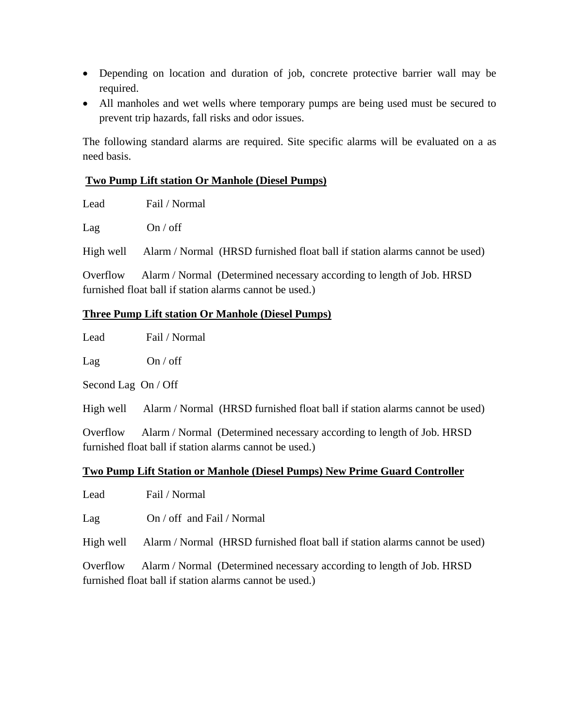- Depending on location and duration of job, concrete protective barrier wall may be required.
- All manholes and wet wells where temporary pumps are being used must be secured to prevent trip hazards, fall risks and odor issues.

The following standard alarms are required. Site specific alarms will be evaluated on a as need basis.

**Two Pump Lift station Or Manhole (Diesel Pumps)**

Lead Fail / Normal

Lag On / off

High well Alarm / Normal (HRSD furnished float ball if station alarms cannot be used)

Overflow Alarm / Normal (Determined necessary according to length of Job. HRSD furnished float ball if station alarms cannot be used.)

**Three Pump Lift station Or Manhole (Diesel Pumps)**

Lead Fail / Normal

Lag On / off

Second Lag On / Off

High well Alarm / Normal (HRSD furnished float ball if station alarms cannot be used)

Overflow Alarm / Normal (Determined necessary according to length of Job. HRSD furnished float ball if station alarms cannot be used.)

**Two Pump Lift Station or Manhole (Diesel Pumps) New Prime Guard Controller**

Lead Fail / Normal

Lag On / off and Fail / Normal

High well Alarm / Normal (HRSD furnished float ball if station alarms cannot be used)

Overflow Alarm / Normal (Determined necessary according to length of Job. HRSD furnished float ball if station alarms cannot be used.)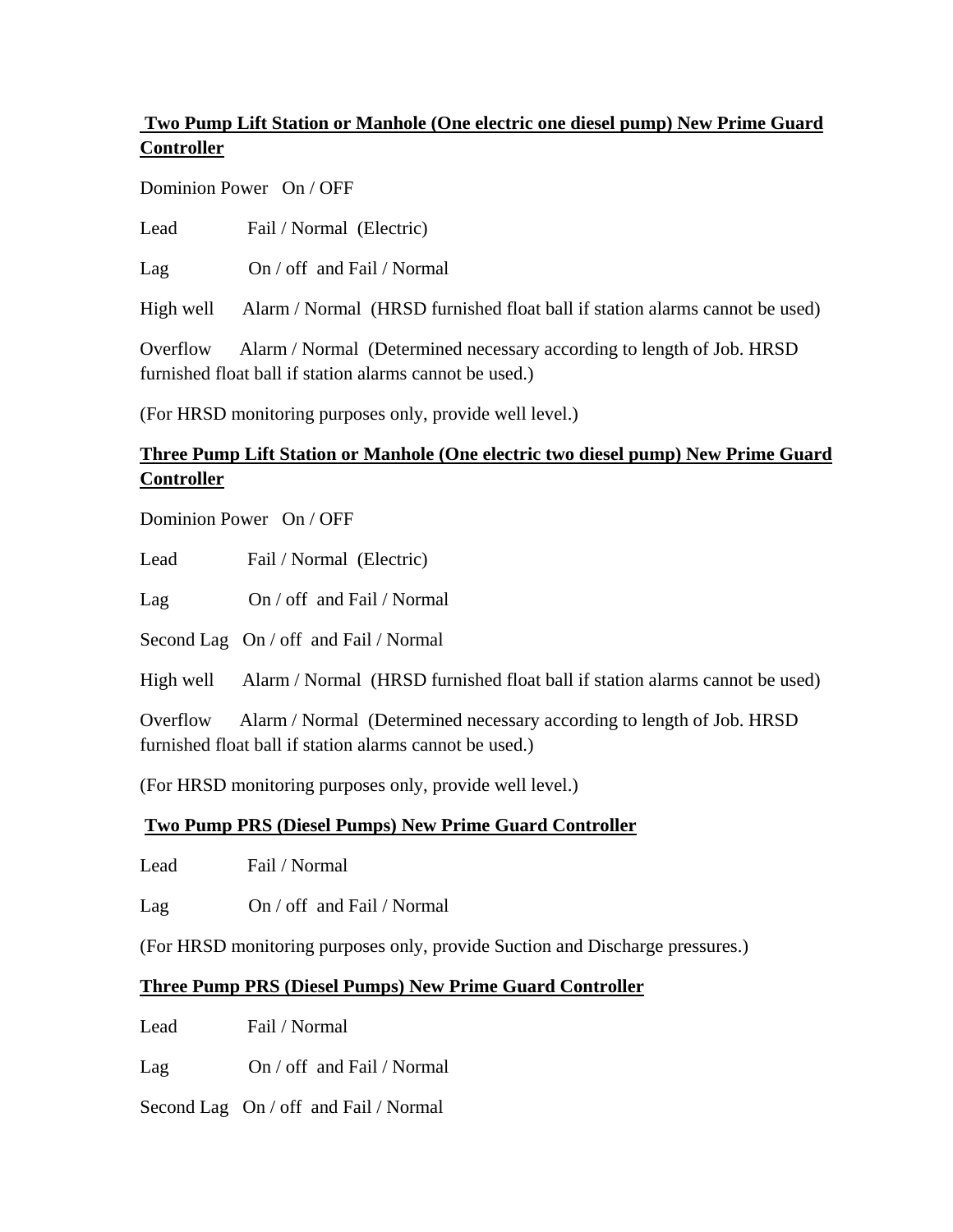**Two Pump Lift Station or Manhole (One electric one diesel pump) New Prime Guard Controller**

Dominion Power On / OFF

Lead Fail / Normal (Electric)

Lag On / off and Fail / Normal

High well Alarm / Normal (HRSD furnished float ball if station alarms cannot be used)

Overflow Alarm / Normal (Determined necessary according to length of Job. HRSD furnished float ball if station alarms cannot be used.)

(For HRSD monitoring purposes only, provide well level.)

**Three Pump Lift Station or Manhole (One electric two diesel pump) New Prime Guard Controller**

Dominion Power On / OFF

Lead Fail / Normal (Electric)

Lag On / off and Fail / Normal

Second Lag On / off and Fail / Normal

High well Alarm / Normal (HRSD furnished float ball if station alarms cannot be used)

Overflow Alarm / Normal (Determined necessary according to length of Job. HRSD furnished float ball if station alarms cannot be used.)

(For HRSD monitoring purposes only, provide well level.)

**Two Pump PRS (Diesel Pumps) New Prime Guard Controller**

Lead Fail / Normal

Lag On / off and Fail / Normal

(For HRSD monitoring purposes only, provide Suction and Discharge pressures.)

**Three Pump PRS (Diesel Pumps) New Prime Guard Controller**

Lead Fail / Normal

Lag On / off and Fail / Normal

Second Lag On / off and Fail / Normal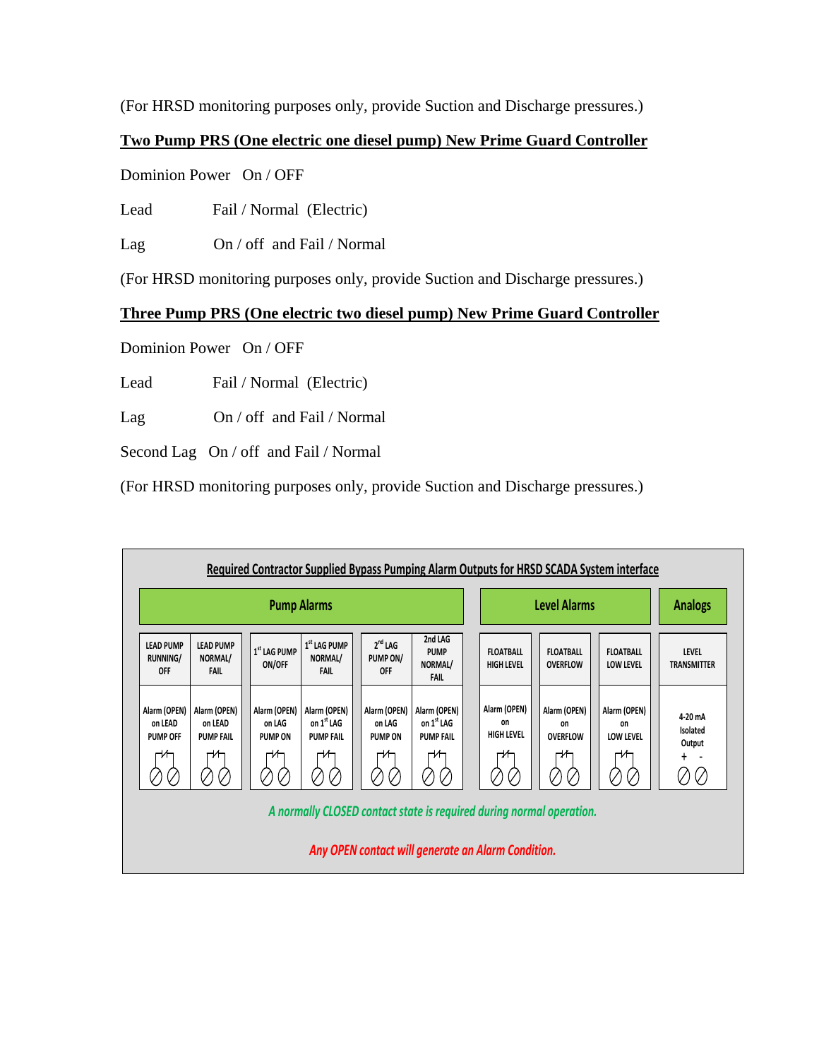(For HRSD monitoring purposes only, provide Suction and Discharge pressures.)

**Two Pump PRS (One electric one diesel pump) New Prime Guard Controller**

Dominion Power On / OFF

Lead Fail / Normal (Electric)

Lag On / off and Fail / Normal

(For HRSD monitoring purposes only, provide Suction and Discharge pressures.)

**Three Pump PRS (One electric two diesel pump) New Prime Guard Controller**

Dominion Power On / OFF

Lead Fail / Normal (Electric)

Lag On / off and Fail / Normal

Second Lag On / off and Fail / Normal

(For HRSD monitoring purposes only, provide Suction and Discharge pressures.)

**Required Contractor Supplied Bypass Pumping Alarm Outputs for HRSD SCADA System interface**

| Pump Alarms | | | | | | Level Alarms | | | Analogs |
|---|---|---|---|---|---|---|---|---|---|
| LEAD PUMP RUNNING/ OFF | LEAD PUMP NORMAL/ FAIL | 1st LAG PUMP ON/OFF | 1st LAG PUMP NORMAL/ FAIL | 2nd LAG PUMP ON/ OFF | 2nd LAG PUMP NORMAL/ FAIL | FLOATBALL HIGH LEVEL | FLOATBALL OVERFLOW | FLOATBALL LOW LEVEL | LEVEL TRANSMITTER |
| Alarm (OPEN) on LEAD PUMP OFF | Alarm (OPEN) on LEAD PUMP FAIL | Alarm (OPEN) on LAG PUMP ON | Alarm (OPEN) on 1st LAG PUMP FAIL | Alarm (OPEN) on LAG PUMP ON | Alarm (OPEN) on 1st LAG PUMP FAIL | Alarm (OPEN) on HIGH LEVEL | Alarm (OPEN) on OVERFLOW | Alarm (OPEN) on LOW LEVEL | 4-20 mA Isolated Output + - |

*A normally CLOSED contact state is required during normal operation.*

*Any OPEN contact will generate an Alarm Condition.*